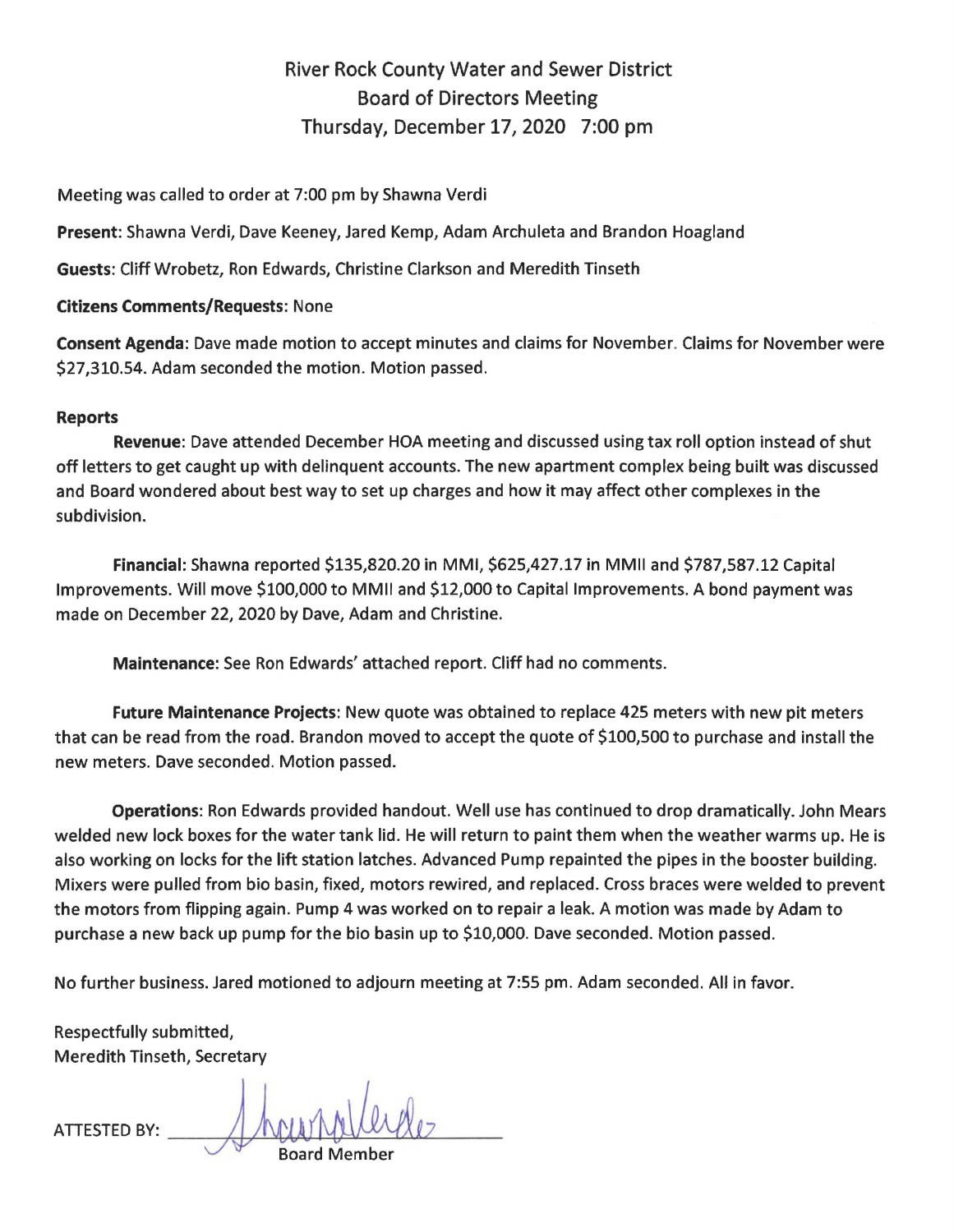# River Rock County Water and Sewer District
## Board of Directors Meeting
### Thursday, December 17, 2020 7:00 pm

Meeting was called to order at 7:00 pm by Shawna Verdi

**Present**: Shawna Verdi, Dave Keeney, Jared Kemp, Adam Archuleta and Brandon Hoagland

**Guests**: Cliff Wrobetz, Ron Edwards, Christine Clarkson and Meredith Tinseth

**Citizens Comments/Requests**: None

**Consent Agenda**: Dave made motion to accept minutes and claims for November. Claims for November were $27,310.54. Adam seconded the motion. Motion passed.

**Reports**

**Revenue**: Dave attended December HOA meeting and discussed using tax roll option instead of shut off letters to get caught up with delinquent accounts. The new apartment complex being built was discussed and Board wondered about best way to set up charges and how it may affect other complexes in the subdivision.

**Financial**: Shawna reported $135,820.20 in MMI, $625,427.17 in MMII and $787,587.12 Capital Improvements. Will move $100,000 to MMII and $12,000 to Capital Improvements. A bond payment was made on December 22, 2020 by Dave, Adam and Christine.

**Maintenance**: See Ron Edwards' attached report. Cliff had no comments.

**Future Maintenance Projects**: New quote was obtained to replace 425 meters with new pit meters that can be read from the road. Brandon moved to accept the quote of $100,500 to purchase and install the new meters. Dave seconded. Motion passed.

**Operations**: Ron Edwards provided handout. Well use has continued to drop dramatically. John Mears welded new lock boxes for the water tank lid. He will return to paint them when the weather warms up. He is also working on locks for the lift station latches. Advanced Pump repainted the pipes in the booster building. Mixers were pulled from bio basin, fixed, motors rewired, and replaced. Cross braces were welded to prevent the motors from flipping again. Pump 4 was worked on to repair a leak. A motion was made by Adam to purchase a new back up pump for the bio basin up to $10,000. Dave seconded. Motion passed.

No further business. Jared motioned to adjourn meeting at 7:55 pm. Adam seconded. All in favor.

Respectfully submitted,
Meredith Tinseth, Secretary

ATTESTED BY: Shawna Verdi (signature)
Board Member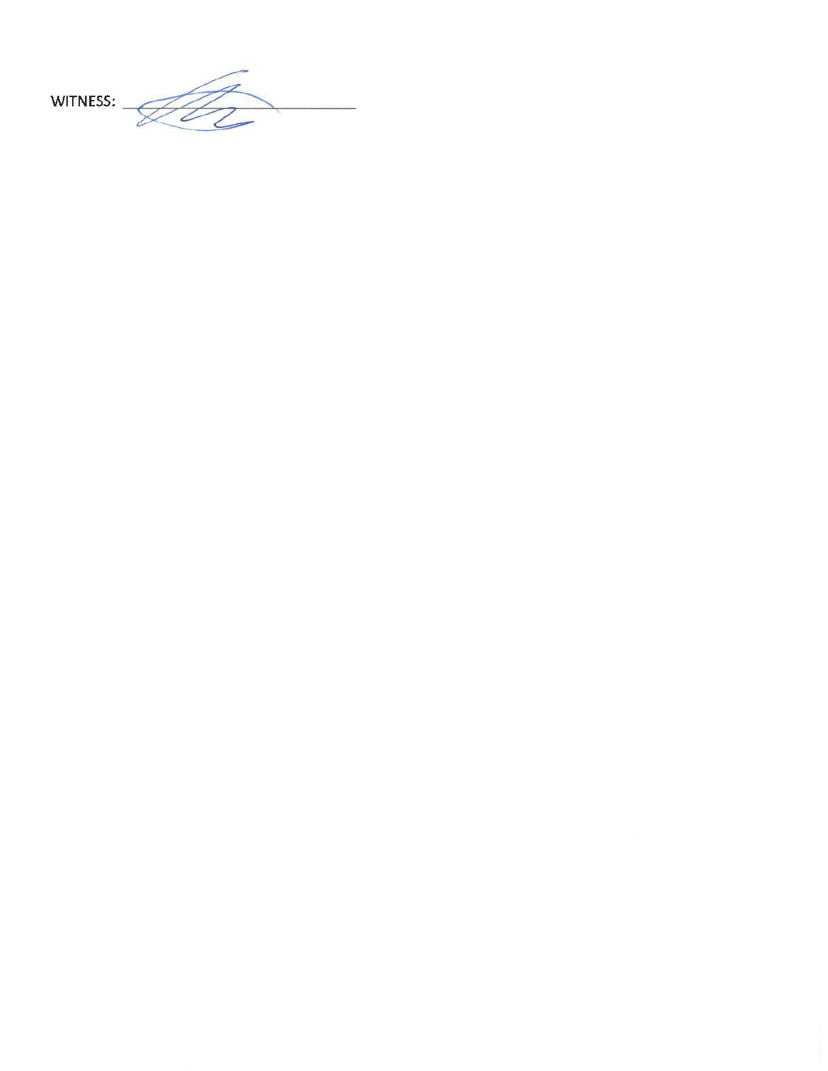WITNESS: ______________________________